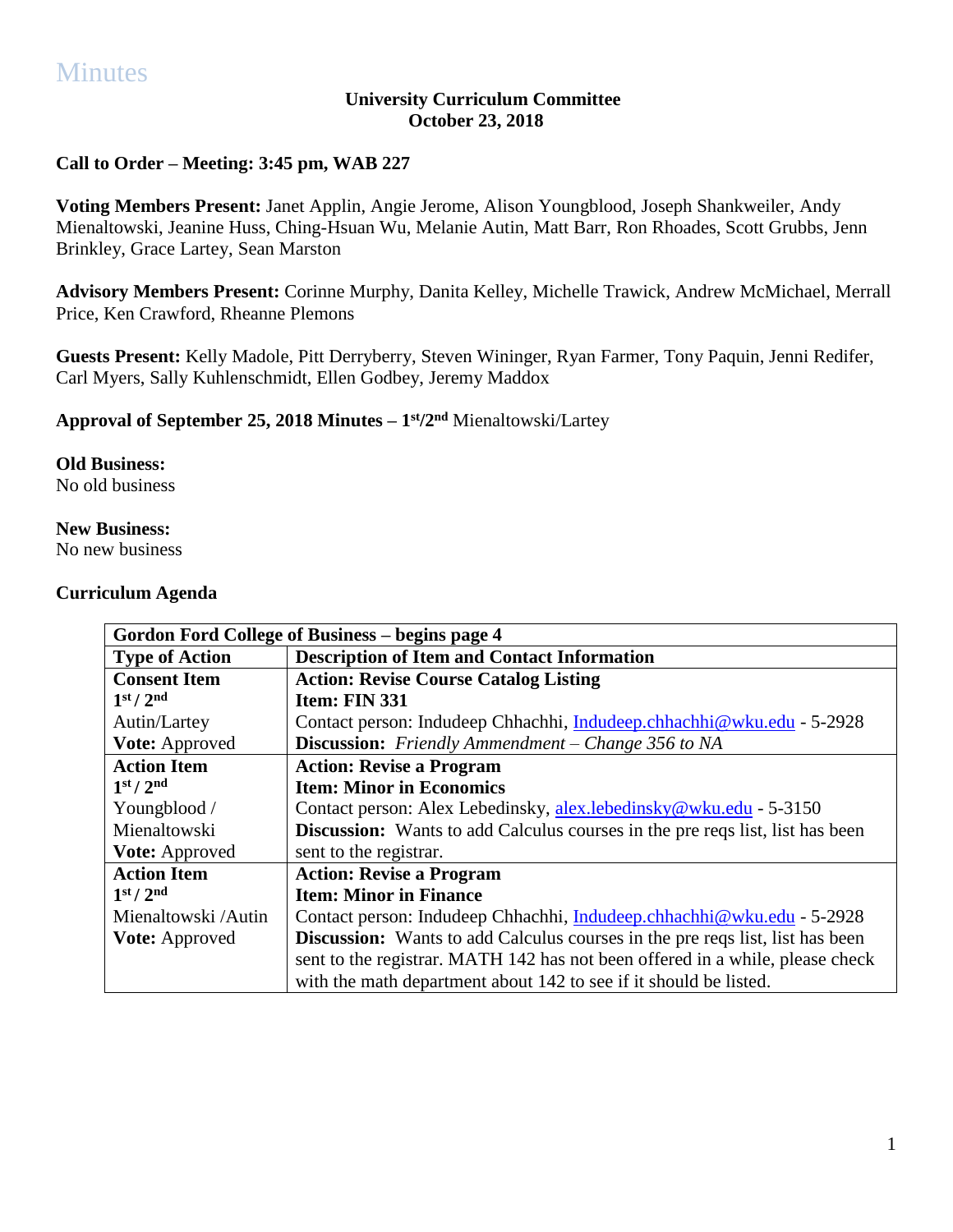# Minutes

**University Curriculum Committee**
**October 23, 2018**

**Call to Order – Meeting: 3:45 pm, WAB 227**

**Voting Members Present:** Janet Applin, Angie Jerome, Alison Youngblood, Joseph Shankweiler, Andy Mienaltowski, Jeanine Huss, Ching-Hsuan Wu, Melanie Autin, Matt Barr, Ron Rhoades, Scott Grubbs, Jenn Brinkley, Grace Lartey, Sean Marston

**Advisory Members Present:** Corinne Murphy, Danita Kelley, Michelle Trawick, Andrew McMichael, Merrall Price, Ken Crawford, Rheanne Plemons

**Guests Present:** Kelly Madole, Pitt Derryberry, Steven Wininger, Ryan Farmer, Tony Paquin, Jenni Redifer, Carl Myers, Sally Kuhlenschmidt, Ellen Godbey, Jeremy Maddox

**Approval of September 25, 2018 Minutes – 1st/2nd** Mienaltowski/Lartey

**Old Business:**
No old business

**New Business:**
No new business

**Curriculum Agenda**

| **Gordon Ford College of Business – begins page 4** | |
|---|---|
| **Type of Action** | **Description of Item and Contact Information** |
| **Consent Item**<br>**1st / 2nd**<br>Autin/Lartey<br>**Vote:** Approved | **Action: Revise Course Catalog Listing**<br>**Item: FIN 331**<br>Contact person: Indudeep Chhachhi, Indudeep.chhachhi@wku.edu - 5-2928<br>**Discussion:** *Friendly Ammendment – Change 356 to NA* |
| **Action Item**<br>**1st / 2nd**<br>Youngblood / Mienaltowski<br>**Vote:** Approved | **Action: Revise a Program**<br>**Item: Minor in Economics**<br>Contact person: Alex Lebedinsky, alex.lebedinsky@wku.edu - 5-3150<br>**Discussion:** Wants to add Calculus courses in the pre reqs list, list has been sent to the registrar. |
| **Action Item**<br>**1st / 2nd**<br>Mienaltowski /Autin<br>**Vote:** Approved | **Action: Revise a Program**<br>**Item: Minor in Finance**<br>Contact person: Indudeep Chhachhi, Indudeep.chhachhi@wku.edu - 5-2928<br>**Discussion:** Wants to add Calculus courses in the pre reqs list, list has been sent to the registrar. MATH 142 has not been offered in a while, please check with the math department about 142 to see if it should be listed. |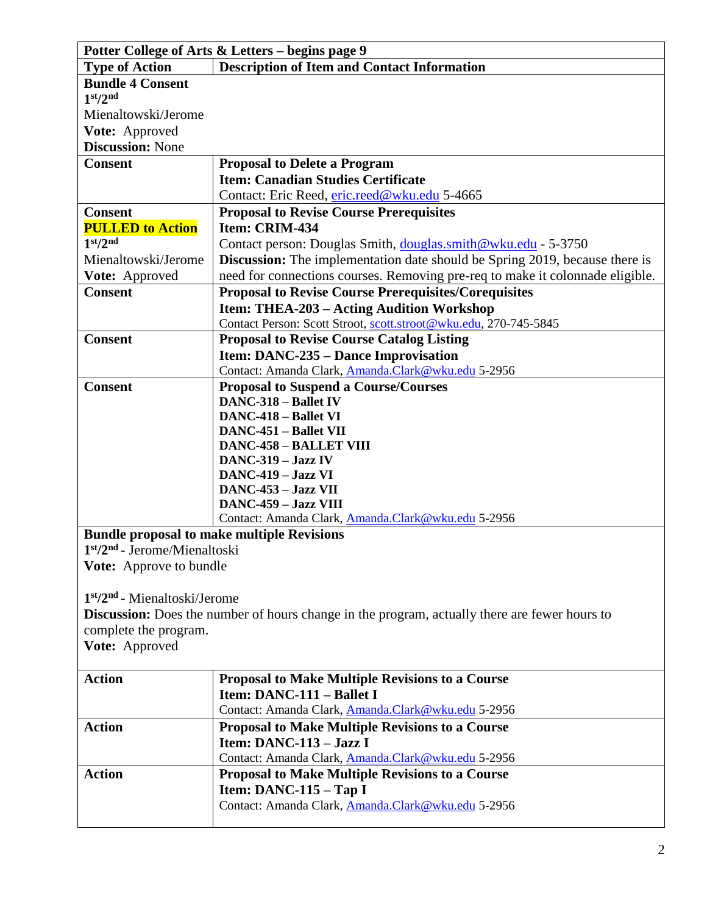| Potter College of Arts & Letters – begins page 9 | |
|---|---|
| **Type of Action** | **Description of Item and Contact Information** |
| **Bundle 4 Consent**<br>**1st/2nd**<br>Mienaltowski/Jerome<br>**Vote:** Approved<br>**Discussion:** None | |
| **Consent** | **Proposal to Delete a Program**<br>**Item: Canadian Studies Certificate**<br>Contact: Eric Reed, eric.reed@wku.edu 5-4665 |
| **Consent**<br>**PULLED to Action**<br>**1st/2nd**<br>Mienaltowski/Jerome<br>**Vote:** Approved | **Proposal to Revise Course Prerequisites**<br>**Item: CRIM-434**<br>Contact person: Douglas Smith, douglas.smith@wku.edu - 5-3750<br>**Discussion:** The implementation date should be Spring 2019, because there is need for connections courses. Removing pre-req to make it colonnade eligible. |
| **Consent** | **Proposal to Revise Course Prerequisites/Corequisites**<br>**Item: THEA-203 – Acting Audition Workshop**<br>Contact Person: Scott Stroot, scott.stroot@wku.edu, 270-745-5845 |
| **Consent** | **Proposal to Revise Course Catalog Listing**<br>**Item: DANC-235 – Dance Improvisation**<br>Contact: Amanda Clark, Amanda.Clark@wku.edu 5-2956 |
| **Consent** | **Proposal to Suspend a Course/Courses**<br>**DANC-318 – Ballet IV**<br>**DANC-418 – Ballet VI**<br>**DANC-451 – Ballet VII**<br>**DANC-458 – BALLET VIII**<br>**DANC-319 – Jazz IV**<br>**DANC-419 – Jazz VI**<br>**DANC-453 – Jazz VII**<br>**DANC-459 – Jazz VIII**<br>Contact: Amanda Clark, Amanda.Clark@wku.edu 5-2956 |
| **Bundle proposal to make multiple Revisions**<br>**1st/2nd** - Jerome/Mienaltoski<br>**Vote:** Approve to bundle<br><br>**1st/2nd** - Mienaltoski/Jerome<br>**Discussion:** Does the number of hours change in the program, actually there are fewer hours to complete the program.<br>**Vote:** Approved | |
| **Action** | **Proposal to Make Multiple Revisions to a Course**<br>**Item: DANC-111 – Ballet I**<br>Contact: Amanda Clark, Amanda.Clark@wku.edu 5-2956 |
| **Action** | **Proposal to Make Multiple Revisions to a Course**<br>**Item: DANC-113 – Jazz I**<br>Contact: Amanda Clark, Amanda.Clark@wku.edu 5-2956 |
| **Action** | **Proposal to Make Multiple Revisions to a Course**<br>**Item: DANC-115 – Tap I**<br>Contact: Amanda Clark, Amanda.Clark@wku.edu 5-2956 |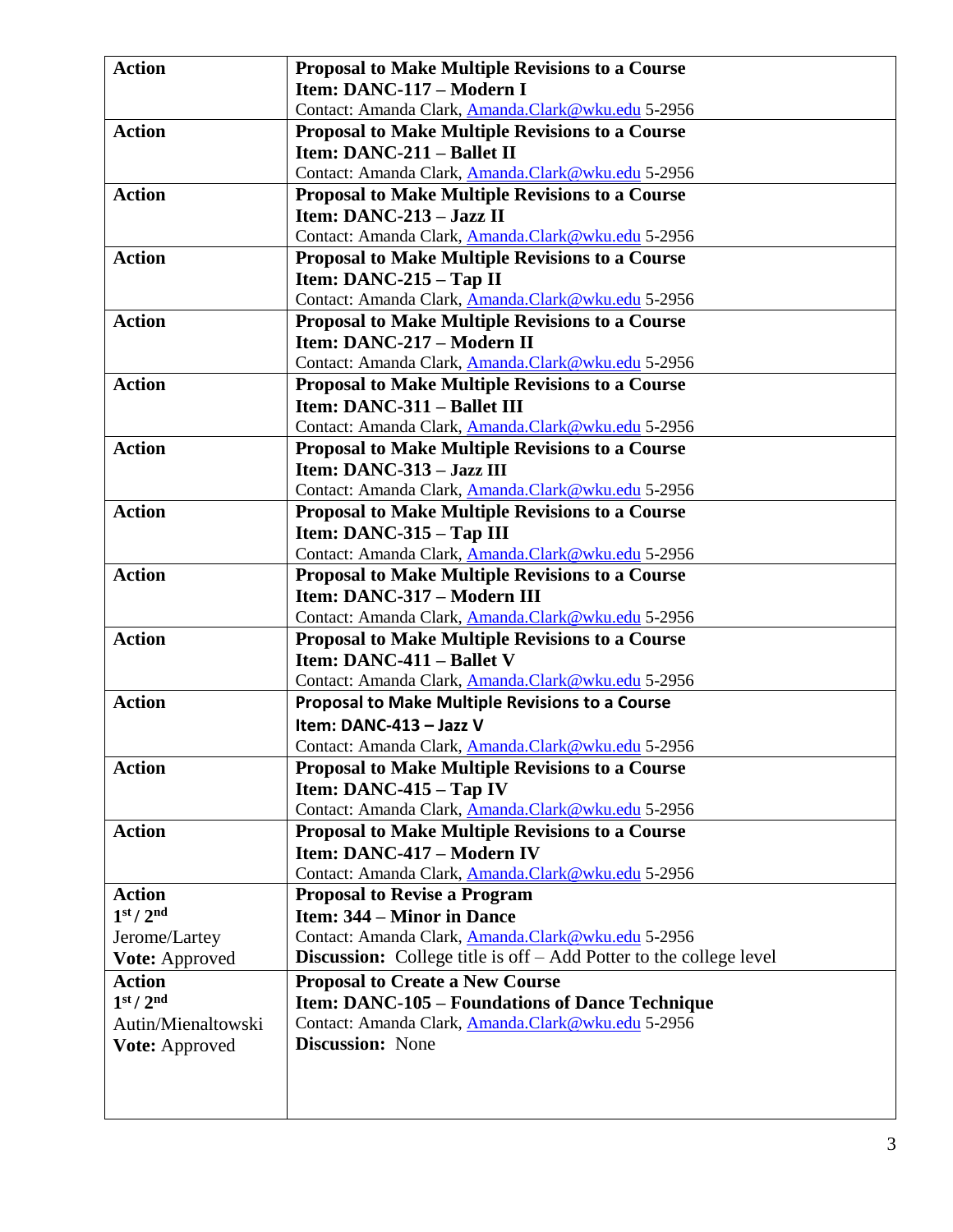| | |
|---|---|
| **Action** | **Proposal to Make Multiple Revisions to a Course**<br>**Item: DANC-117 – Modern I**<br>Contact: Amanda Clark, Amanda.Clark@wku.edu 5-2956 |
| **Action** | **Proposal to Make Multiple Revisions to a Course**<br>**Item: DANC-211 – Ballet II**<br>Contact: Amanda Clark, Amanda.Clark@wku.edu 5-2956 |
| **Action** | **Proposal to Make Multiple Revisions to a Course**<br>**Item: DANC-213 – Jazz II**<br>Contact: Amanda Clark, Amanda.Clark@wku.edu 5-2956 |
| **Action** | **Proposal to Make Multiple Revisions to a Course**<br>**Item: DANC-215 – Tap II**<br>Contact: Amanda Clark, Amanda.Clark@wku.edu 5-2956 |
| **Action** | **Proposal to Make Multiple Revisions to a Course**<br>**Item: DANC-217 – Modern II**<br>Contact: Amanda Clark, Amanda.Clark@wku.edu 5-2956 |
| **Action** | **Proposal to Make Multiple Revisions to a Course**<br>**Item: DANC-311 – Ballet III**<br>Contact: Amanda Clark, Amanda.Clark@wku.edu 5-2956 |
| **Action** | **Proposal to Make Multiple Revisions to a Course**<br>**Item: DANC-313 – Jazz III**<br>Contact: Amanda Clark, Amanda.Clark@wku.edu 5-2956 |
| **Action** | **Proposal to Make Multiple Revisions to a Course**<br>**Item: DANC-315 – Tap III**<br>Contact: Amanda Clark, Amanda.Clark@wku.edu 5-2956 |
| **Action** | **Proposal to Make Multiple Revisions to a Course**<br>**Item: DANC-317 – Modern III**<br>Contact: Amanda Clark, Amanda.Clark@wku.edu 5-2956 |
| **Action** | **Proposal to Make Multiple Revisions to a Course**<br>**Item: DANC-411 – Ballet V**<br>Contact: Amanda Clark, Amanda.Clark@wku.edu 5-2956 |
| **Action** | **Proposal to Make Multiple Revisions to a Course**<br>**Item: DANC-413 – Jazz V**<br>Contact: Amanda Clark, Amanda.Clark@wku.edu 5-2956 |
| **Action** | **Proposal to Make Multiple Revisions to a Course**<br>**Item: DANC-415 – Tap IV**<br>Contact: Amanda Clark, Amanda.Clark@wku.edu 5-2956 |
| **Action** | **Proposal to Make Multiple Revisions to a Course**<br>**Item: DANC-417 – Modern IV**<br>Contact: Amanda Clark, Amanda.Clark@wku.edu 5-2956 |
| **Action**<br>**1st / 2nd**<br>Jerome/Lartey<br>**Vote:** Approved | **Proposal to Revise a Program**<br>**Item: 344 – Minor in Dance**<br>Contact: Amanda Clark, Amanda.Clark@wku.edu 5-2956<br>**Discussion:** College title is off – Add Potter to the college level |
| **Action**<br>**1st / 2nd**<br>Autin/Mienaltowski<br>**Vote:** Approved | **Proposal to Create a New Course**<br>**Item: DANC-105 – Foundations of Dance Technique**<br>Contact: Amanda Clark, Amanda.Clark@wku.edu 5-2956<br>**Discussion:** None |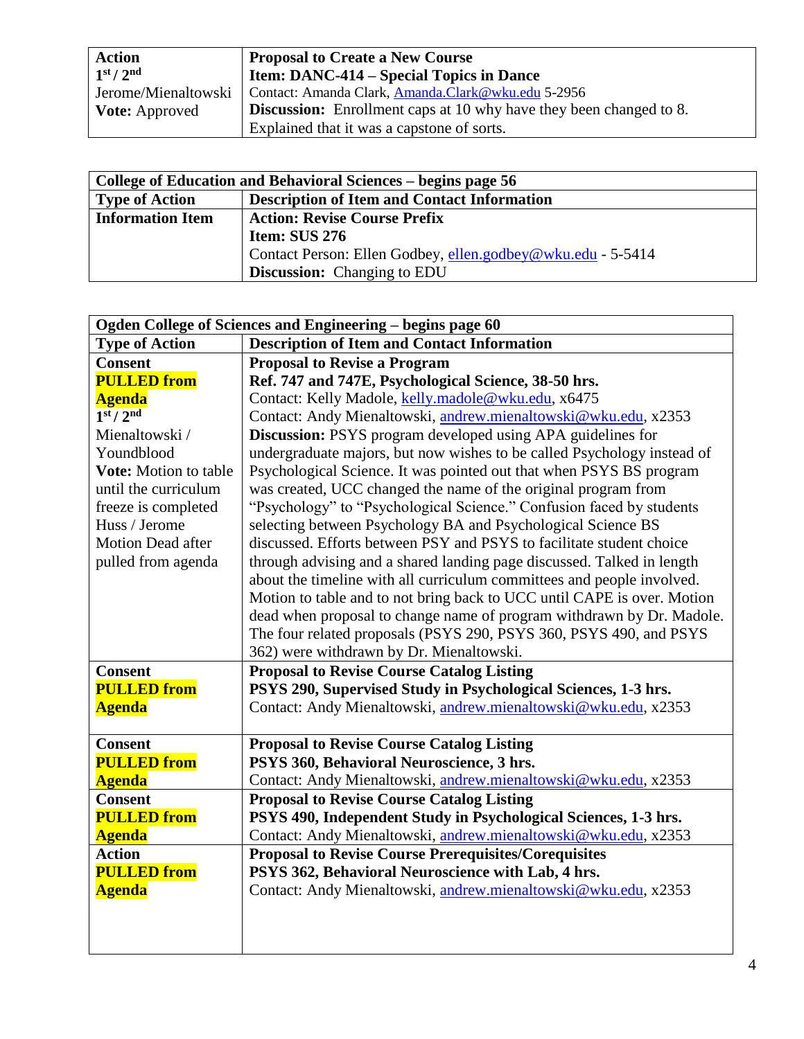| Action 1st / 2nd Jerome/Mienaltowski **Vote:** Approved | **Proposal to Create a New Course** **Item: DANC-414 – Special Topics in Dance** Contact: Amanda Clark, Amanda.Clark@wku.edu 5-2956 **Discussion:** Enrollment caps at 10 why have they been changed to 8. Explained that it was a capstone of sorts. |
|---|---|

| **College of Education and Behavioral Sciences – begins page 56** | |
|---|---|
| **Type of Action** | **Description of Item and Contact Information** |
| **Information Item** | **Action: Revise Course Prefix** **Item: SUS 276** Contact Person: Ellen Godbey, ellen.godbey@wku.edu - 5-5414 **Discussion:** Changing to EDU |

| **Ogden College of Sciences and Engineering – begins page 60** | |
|---|---|
| **Type of Action** | **Description of Item and Contact Information** |
| **Consent** **PULLED from Agenda** 1st / 2nd Mienaltowski / Youndblood **Vote:** Motion to table until the curriculum freeze is completed Huss / Jerome Motion Dead after pulled from agenda | **Proposal to Revise a Program** **Ref. 747 and 747E, Psychological Science, 38-50 hrs.** Contact: Kelly Madole, kelly.madole@wku.edu, x6475 Contact: Andy Mienaltowski, andrew.mienaltowski@wku.edu, x2353 **Discussion:** PSYS program developed using APA guidelines for undergraduate majors, but now wishes to be called Psychology instead of Psychological Science. It was pointed out that when PSYS BS program was created, UCC changed the name of the original program from "Psychology" to "Psychological Science." Confusion faced by students selecting between Psychology BA and Psychological Science BS discussed. Efforts between PSY and PSYS to facilitate student choice through advising and a shared landing page discussed. Talked in length about the timeline with all curriculum committees and people involved. Motion to table and to not bring back to UCC until CAPE is over. Motion dead when proposal to change name of program withdrawn by Dr. Madole. The four related proposals (PSYS 290, PSYS 360, PSYS 490, and PSYS 362) were withdrawn by Dr. Mienaltowski. |
| **Consent** **PULLED from Agenda** | **Proposal to Revise Course Catalog Listing** **PSYS 290, Supervised Study in Psychological Sciences, 1-3 hrs.** Contact: Andy Mienaltowski, andrew.mienaltowski@wku.edu, x2353 |
| **Consent** **PULLED from Agenda** | **Proposal to Revise Course Catalog Listing** **PSYS 360, Behavioral Neuroscience, 3 hrs.** Contact: Andy Mienaltowski, andrew.mienaltowski@wku.edu, x2353 |
| **Consent** **PULLED from Agenda** | **Proposal to Revise Course Catalog Listing** **PSYS 490, Independent Study in Psychological Sciences, 1-3 hrs.** Contact: Andy Mienaltowski, andrew.mienaltowski@wku.edu, x2353 |
| **Action** **PULLED from Agenda** | **Proposal to Revise Course Prerequisites/Corequisites** **PSYS 362, Behavioral Neuroscience with Lab, 4 hrs.** Contact: Andy Mienaltowski, andrew.mienaltowski@wku.edu, x2353 |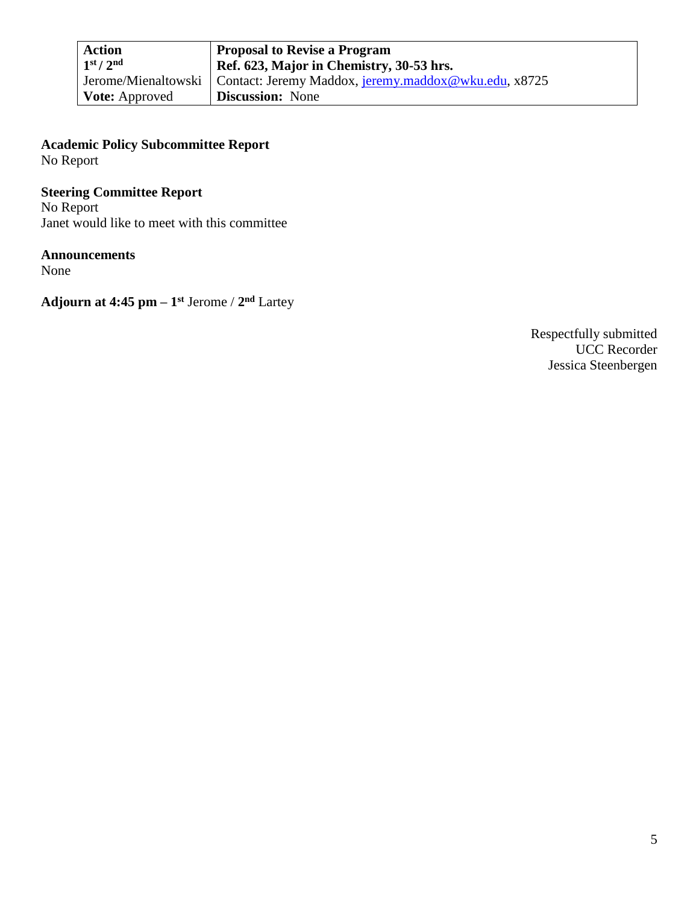| | |
|---|---|
| **Action** | **Proposal to Revise a Program** |
| **1st / 2nd** | **Ref. 623, Major in Chemistry, 30-53 hrs.** |
| Jerome/Mienaltowski | Contact: Jeremy Maddox, jeremy.maddox@wku.edu, x8725 |
| **Vote:** Approved | **Discussion:** None |

**Academic Policy Subcommittee Report**
No Report

**Steering Committee Report**
No Report
Janet would like to meet with this committee

**Announcements**
None

**Adjourn at 4:45 pm – 1st** Jerome / **2nd** Lartey

Respectfully submitted
UCC Recorder
Jessica Steenbergen